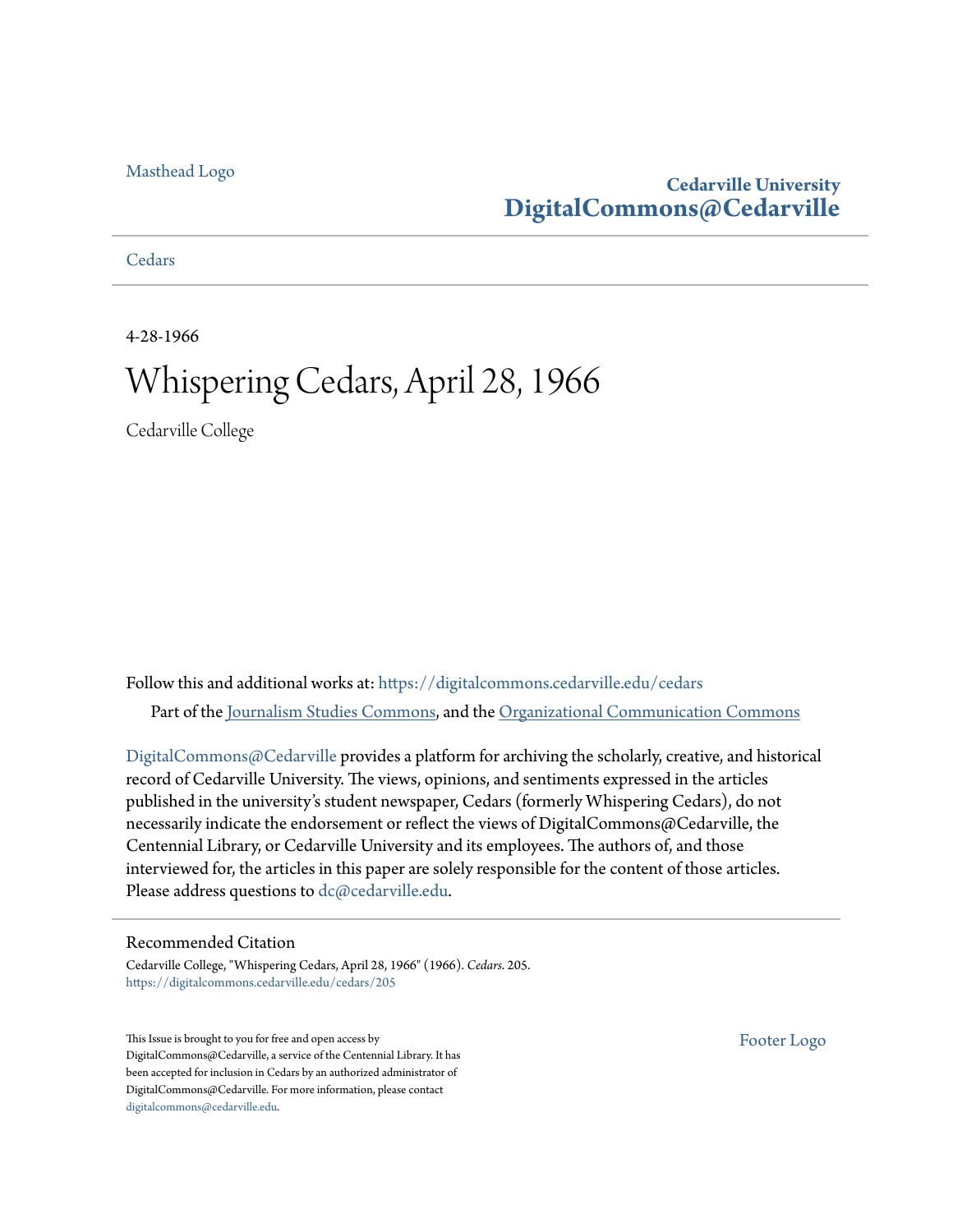Masthead Logo

**Cedarville University**
**DigitalCommons@Cedarville**

Cedars

4-28-1966

# Whispering Cedars, April 28, 1966

Cedarville College

Follow this and additional works at: https://digitalcommons.cedarville.edu/cedars

Part of the Journalism Studies Commons, and the Organizational Communication Commons

DigitalCommons@Cedarville provides a platform for archiving the scholarly, creative, and historical record of Cedarville University. The views, opinions, and sentiments expressed in the articles published in the university's student newspaper, Cedars (formerly Whispering Cedars), do not necessarily indicate the endorsement or reflect the views of DigitalCommons@Cedarville, the Centennial Library, or Cedarville University and its employees. The authors of, and those interviewed for, the articles in this paper are solely responsible for the content of those articles. Please address questions to dc@cedarville.edu.

## Recommended Citation

Cedarville College, "Whispering Cedars, April 28, 1966" (1966). *Cedars*. 205.
https://digitalcommons.cedarville.edu/cedars/205

This Issue is brought to you for free and open access by DigitalCommons@Cedarville, a service of the Centennial Library. It has been accepted for inclusion in Cedars by an authorized administrator of DigitalCommons@Cedarville. For more information, please contact digitalcommons@cedarville.edu.

Footer Logo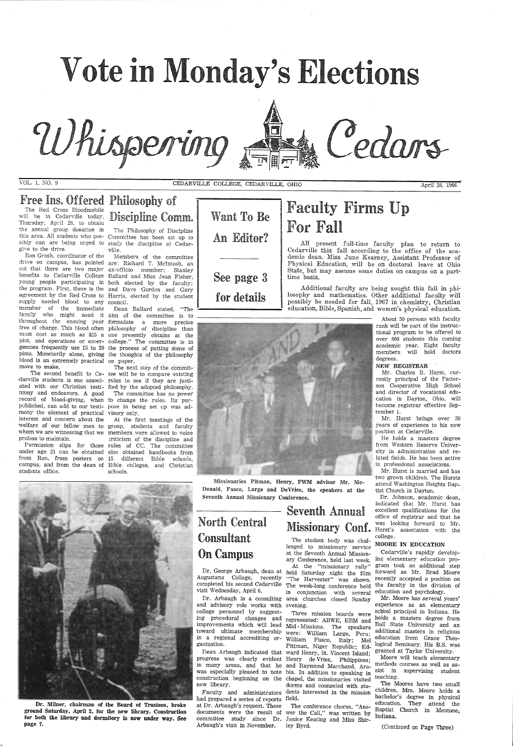# Vote in Monday's Elections

# Whispering Cedars

VOL. 1, NO. 9 — CEDARVILLE COLLEGE, CEDARVILLE, OHIO — April 28, 1966

## Free Ins. Offered

The Red Cross Bloodmobile will be in Cedarville today, Thursday, April 28, to obtain the annual group donation in this area. All students who possibly can are being urged to give to the drive.

Ron Grosh, coordinator of the drive on campus, has pointed out that there are two major benefits to Cedarville College young people participating in the program. First, there is the agreement by the Red Cross to supply needed blood to any member of the immediate family who might need it throughout the ensuing year free of charge. This blood often must cost as much as $25 a pint, and operations or emergencies frequently use 15 to 20 pints. Monetarily alone, giving blood is an extremely practical move to make.

The second benefit to Cedarville students is one associated with our Christian testimony and endeavors. A good record of blood-giving, when published, can add to our testimony the element of practical interest and concern about the welfare of our fellow men to whom we are witnessing that we profess to maintain.

Permission slips for those under age 21 can be obtained from Ron, from posters on campus, and from the dean of students office.

## Philosophy of Discipline Comm.

The Philosophy of Discipline Committee has been set up to study the discipline at Cedarville.

Members of the committee are: Richard T. McIntosh, an ex-officio member: Stanley Ballard and Miss Jean Fisher, both elected by the faculty; and Dave Gordon and Gary Harris, elected by the student council.

Dean Ballard stated, "The aim of the committee is to formulate a more precise philosophy of discipline than one presently obtains at the college." The committee is in the process of putting some of the thoughts of the philosophy on paper.

The next step of the committee will be to compare existing rules to see if they are justified by the adopted philosophy.

The committee has no power to change the rules. Its purpose in being set up was advisory only.

At the first meetings of the group, students and faculty members were allowed to voice criticism of the discipline and rules of CC. The committee also obtained handbooks from 15 different Bible schools, Bible colleges, and Christian schools.

## Want To Be An Editor?

See page 3 for details

## Faculty Firms Up For Fall

All present full-time faculty plan to return to Cedarville this fall according to the office of the academic dean. Miss June Kearney, Assistant Professor of Physical Education, will be on doctoral leave at Ohio State, but may assume some duties on campus on a part-time basis.

Additional faculty are being sought this fall in philosophy and mathematics. Other additional faculty will possibly be needed for fall, 1967 in chemistry, Christian education, Bible, Spanish, and women's physical education.

About 50 persons with faculty rank will be part of the instructional program to be offered to over 800 students this coming academic year. Eight faculty members will hold doctors degrees.

**NEW REGISTRAR**

Mr. Charles B. Hurst, currently principal of the Patterson Cooperative High School and director of vocational education in Dayton, Ohio, will become registrar effective September 1.

Mr. Hurst brings over 30 years of experience to his new position at Cedarville.

He holds a masters degree from Western Reserve University in administration and related fields. He has been active in professional associations.

Mr. Hurst is married and has two grown children. The Hursts attend Washington Heights Baptist Church in Dayton.

Dr. Johnson, academic dean, indicated that Mr. Hurst has excellent qualifications for the office of registrar and that he was looking forward to Mr. Hurst's association with the college.

**MOORE IN EDUCATION**

Cedarville's rapidly developing elementary education program took an additional step forward as Mr. Brad Moore recently accepted a position on the faculty in the division of education and psychology.

Mr. Moore has several years' experience as an elementary school principal in Indiana. He holds a masters degree from Ball State University and an additional masters in religious education from Grace Theological Seminary. His B.S. was granted at Taylor University.

Moore will teach elementary methods courses as well as assist in supervising student teaching.

The Moores have two small children. Mrs. Moore holds a bachelor's degree in physical education. They attend the Baptist Church in Mentone, Indiana.

(Continued on Page Three)

Missionaries Pitman, Henry, FWM advisor Mr. McDonald, Fusco, Large and DeVries, the speakers at the Seventh Annual Missionary Conference.

## North Central Consultant On Campus

Dr. George Arbaugh, dean at Augustana College, recently completed his second Cedarville visit Wednesday, April 6.

Dr. Arbaugh in a consulting and advisory role works with college personnel by suggesting procedural changes and improvements which will lead toward ultimate membership in a regional accrediting organization.

Dean Arbaugh indicated that progress was clearly evident in many areas, and that he was especially pleased to note construction beginning on the new library.

Faculty and administrators had prepared a series of reports at Dr. Arbaugh's request. These documents were the result of committee study since Dr. Arbaugh's visit in November.

## Seventh Annual Missionary Conf.

The student body was challenged to missionary service at the Seventh Annual Missionary Conference, held last week.

At the "missionary rally" held Saturday night the film "The Harvester" was shown. The week-long conference held in conjunction with several area churches closed Sunday evening.

Three mission boards were represented: ABWE, EBM and Mid-Missions. The speakers were: William Large, Peru; William Fusco, Italy; Mel Pittman, Niger Republic; Edward Henry, St. Vincent Island; Henry de Vries, Philippines; and Raymond Marchand, Arabia. In addition to speaking in chapel, the missionaries visited dorms and counseled with students interested in the mission field.

The conference chorus, "Answer the Call," was written by Janice Keating and Miss Shirley Byrd.

Dr. Milner, chairman of the Board of Trustees, broke ground Saturday, April 2, for the new library. Construction for both the library and dormitory is now under way. See page 7.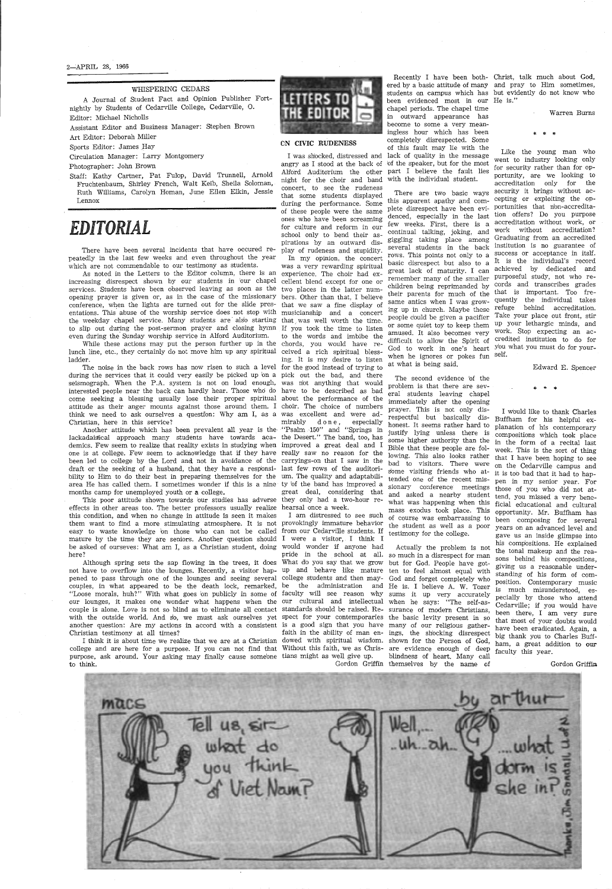WHISPERING CEDARS

A Journal of Student Fact and Opinion Publisher Fortnightly by Students of Cedarville College, Cedarville, O.

Editor: Michael Nicholls

Assistant Editor and Business Manager: Stephen Brown

Art Editor: Deborah Miller

Sports Editor: James Hay

Circulation Manager: Larry Montgomery

Photographer: John Brown

Staff: Kathy Cartner, Pat Fulop, David Trunnell, Arnold Fruchtenbaum, Shirley French, Walt Keib, Sheila Soloman, Ruth Williams, Carolyn Homan, June Ellen Elkin, Jessie Lennox

# EDITORIAL

There have been several incidents that have occured repeatedly in the last few weeks and even throughout the year which are not commendable to our testimony as students.

As noted in the Letters to the Editor column, there is an increasing disrespect shown by our students in our chapel services. Students have been observed leaving as soon as the opening prayer is given or, as in the case of the missionary conference, when the lights are turned out for the slide presentations. This abuse of the worship service does not stop with the weekday chapel service. Many students are also starting to slip out during the post-sermon prayer and closing hymn even during the Sunday worship service in Alford Auditorium.

While these actions may put the person further up in the lunch line, etc., they certainly do not move him up any spiritual ladder.

The noise in the back rows has now risen to such a level during the services that it could very easily be picked up on a seismograph. When the P.A. system is not on loud enough, interested people near the back can hardly hear. Those who do come seeking a blessing usually lose their proper spiritual attitude as their anger mounts against those around them. I think we need to ask ourselves a question: Why am I, as a Christian, here in this service?

Another attitude which has been prevalent all year is the lackadaisical approach many students have towards academics. Few seem to realize that reality exists in studying when one is at college. Few seem to acknowledge that if they have been led to college by the Lord and not in avoidance of the draft or the seeking of a husband, that they have a responsibility to Him to do their best in preparing themselves for the area He has called them. I sometimes wonder if this is a nine months camp for unemployed youth or a college.

This poor attitude shown towards our studies has adverse effects in other areas too. The better professors usually realize this condition, and when no change in attitude is seen it makes them want to find a more stimulating atmosphere. It is not easy to waste knowledge on those who can not be called mature by the time they are seniors. Another question should be asked of ourselves: What am I, as a Christian student, doing here?

Although spring sets the sap flowing in the trees, it does not have to overflow into the lounges. Recently, a visitor happened to pass through one of the lounges and seeing several couples, in what appeared to be the death lock, remarked, "Loose morals, huh?" With what goes on publicly in some of our lounges, it makes one wonder what happens when the couple is alone. Love is not so blind as to eliminate all contact with the outside world. And so, we must ask ourselves yet another question: Are my actions in accord with a consistent Christian testimony at all times?

I think it is about time we realize that we are at a Christian college and are here for a purpose. If you can not find that purpose, ask around. Your asking may finally cause someone to think.

## LETTERS TO THE EDITOR

### ON CIVIC RUDENESS

I was shocked, distressed and angry as I stood at the back of Alford Auditorium the other night for the choir and band concert, to see the rudeness that some students displayed during the performance. Some of these people were the same ones who have been screaming for culture and reform in our school only to bend their aspirations by an outward display of rudeness and stupidity.

In my opinion, the concert was a very rewarding spiritual experience. The choir had excellent blend except for one or two places in the latter numbers. Other than that, I believe that we saw a fine display of musicianship and a concert that was well worth the time. If you took the time to listen to the words and imbibe the chords, you would have received a rich spiritual blessing. It is my desire to listen for the good instead of trying to pick out the bad, and there was not anything that would have to be described as bad about the performance of the choir. The choice of numbers was excellent and were admirably done, especially "Psalm 150" and "Springs in the Desert." The band, too, has improved a great deal and I really saw no reason for the carryings-on that I saw in the last few rows of the auditorium. The quality and adaptability of the band has improved a great deal, considering that they only had a two-hour rehearsal once a week.

I am distressed to see such provokingly immature behavior from our Cedarville students. If I were a visitor, I think I would wonder if anyone had pride in the school at all. What do you say that we grow up and behave like mature college students and then maybe the administration and faculty will see reason why our cultural and intellectual standards should be raised. Respect for your contemporaries is a good sign that you have faith in the ability of man endowed with spiritual wisdom. Without this faith, we as Christians might as well give up.

Gordon Griffin

Recently I have been bothered by a basic attitude of many students on campus which has been evidenced most in our chapel periods. The chapel time in outward appearance has become to some a very meaningless hour which has been completely disrespected. Some of this fault may lie with the lack of quality in the message of the speaker, but for the most part I believe the fault lies with the individual student.

There are two basic ways this apparent apathy and complete disrespect have been evidenced, especially in the last few weeks. First, there is a continual talking, joking, and giggling taking place among several students in the back rows. This points not only to a basic disrespect but also to a great lack of maturity. I can remember many of the smaller children being reprimanded by their parents for much of the same antics when I was growing up in church. Maybe those people could be given a pacifier or some quiet toy to keep them amused. It also becomes very difficult to allow the Spirit of God to work in one's heart when he ignores or pokes fun at what is being said.

The second evidence of the problem is that there are several students leaving chapel immediately after the opening prayer. This is not only disrespectful but basically dishonest. It seems rather hard to justify lying unless there is some higher authority than the Bible that these people are following. This also looks rather bad to visitors. There were some visiting friends who attended one of the recent missionary conference meetings and asked a nearby student what was happening when this mass exodus took place. This of course was embarrassing to the student as well as a poor testimony for the college.

Actually the problem is not so much in a disrespect for man but for God. People have gotten to feel almost equal with God and forget completely who He is. I believe A. W. Tozer sums it up very accurately when he says: "The self-assurance of modern Christians, the basic levity present in so many of our religious gatherings, the shocking disrespect shown for the Person of God, are evidence enough of deep blindness of heart. Many call themselves by the name of Christ, talk much about God, and pray to Him sometimes, but evidently do not know who He is."

Warren Burns

\* \* \*

Like the young man who went to industry looking only for security rather than for opportunity, are we looking to accreditation only for the security it brings without accepting or exploiting the opportunities that non-accreditation offers? Do you purpose accreditation without work, or work without accreditation? Graduating from an accredited institution is no guarantee of success or acceptance in itself. It is the individual's record achieved by dedicated and purposeful study, not who records and transcribes grades that is important. Too frequently the individual takes refuge behind accreditation. Take your place out front, stir up your lethargic minds, and work. Stop expecting an accredited institution to do for you what you must do for yourself.

Edward E. Spencer

\* \* \*

I would like to thank Charles Buffham for his helpful explanation of his contemporary compositions which took place in the form of a recital last week. This is the sort of thing that I have been hoping to see on the Cedarville campus and it is too bad that it had to happen in my senior year. For those of you who did not attend, you missed a very beneficial educational and cultural opportunity. Mr. Buffham has been composing for several years on an advanced level and gave us an inside glimpse into his compositions. He explained the tonal makeup and the reasons behind his compositions, giving us a reasonable understanding of his form of composition. Contemporary music is much misunderstood, especially by those who attend Cedarville; if you would have been there, I am very sure that most of your doubts would have been eradicated. Again, a big thank you to Charles Buffham, a great addition to our faculty this year.

Gordon Griffin

macs — by arthur

"Tell us, sir— what do you think of Viet Nam?"

"Well,... ..uh..ah.. ....what dorm is she in?"

Thanks, Jim Sandall, U of N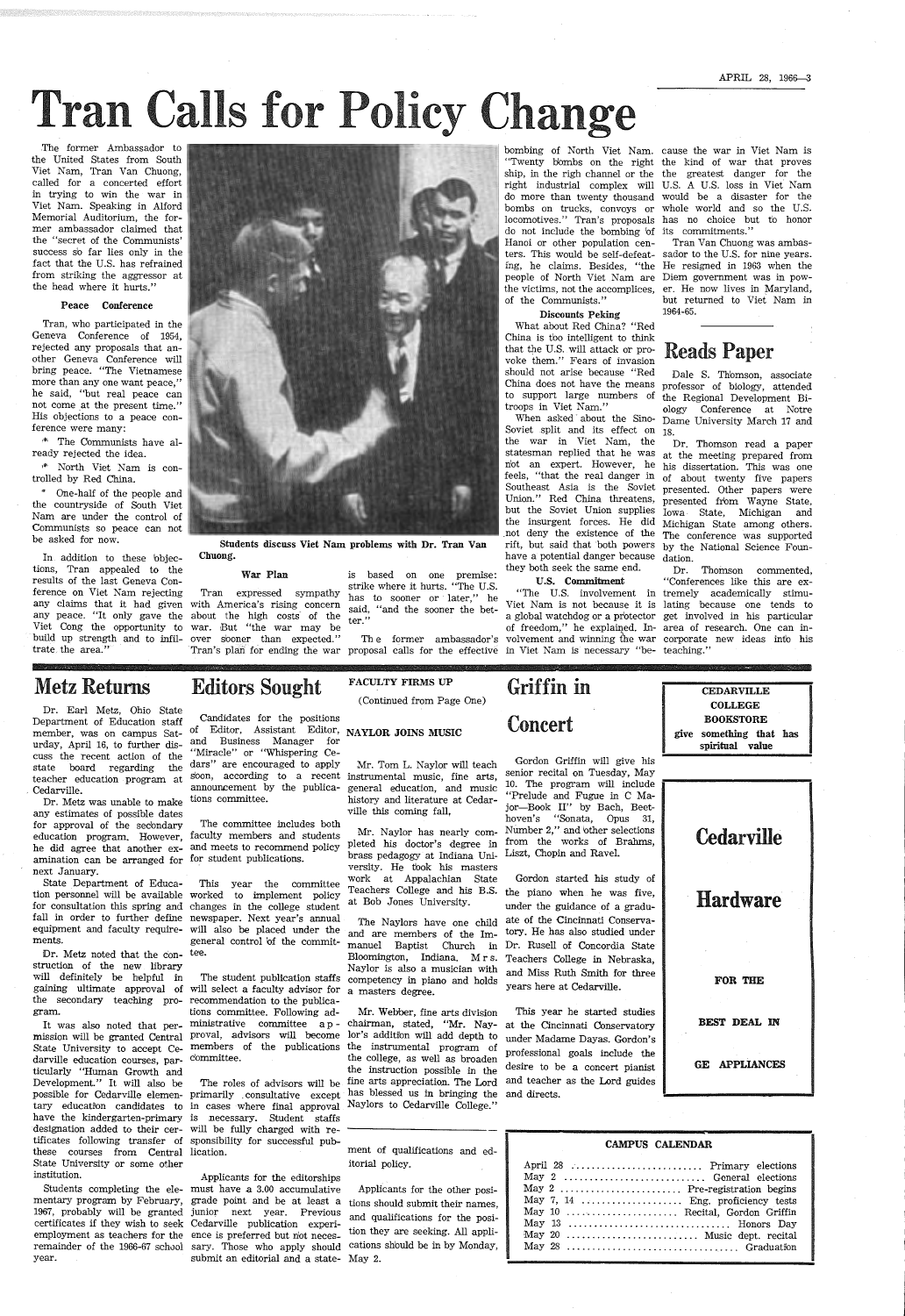# Tran Calls for Policy Change

The former Ambassador to the United States from South Viet Nam, Tran Van Chuong, called for a concerted effort in trying to win the war in Viet Nam. Speaking in Alford Memorial Auditorium, the former ambassador claimed that the "secret of the Communists' success so far lies only in the fact that the U.S. has refrained from striking the aggressor at the head where it hurts."

### Peace Conference

Tran, who participated in the Geneva Conference of 1954, rejected any proposals that another Geneva Conference will bring peace. "The Vietnamese more than any one want peace," he said, "but real peace can not come at the present time." His objections to a peace conference were many:

* The Communists have already rejected the idea.
* North Viet Nam is controlled by Red China.
* One-half of the people and the countryside of South Viet Nam are under the control of Communists so peace can not be asked for now.

In addition to these objections, Tran appealed to the results of the last Geneva Conference on Viet Nam rejecting any claims that it had given any peace. "It only gave the Viet Cong the opportunity to build up strength and to infiltrate the area."

Students discuss Viet Nam problems with Dr. Tran Van Chuong.

### War Plan

Tran expressed sympathy with America's rising concern about the high costs of the war. But "the war may be over sooner than expected." Tran's plan for ending the war is based on one premise: strike where it hurts. "The U.S. has to sooner or later," he said, "and the sooner the better."

The former ambassador's proposal calls for the effective bombing of North Viet Nam. "Twenty bombs on the right ship, in the righ channel or the right industrial complex will do more than twenty thousand bombs on trucks, convoys or locomotives." Tran's proposals do not include the bombing of Hanoi or other population centers. This would be self-defeating, he claims. Besides, "the people of North Viet Nam are the victims, not the accomplices, of the Communists."

### Discounts Peking

What about Red China? "Red China is too intelligent to think that the U.S. will attack or provoke them." Fears of invasion should not arise because "Red China does not have the means to support large numbers of troops in Viet Nam."

When asked about the Sino-Soviet split and its effect on the war in Viet Nam, the statesman replied that he was not an expert. However, he feels, "that the real danger in Southeast Asia is the Soviet Union." Red China threatens, but the Soviet Union supplies the insurgent forces. He did not deny the existence of the rift, but said that both powers have a potential danger because they both seek the same end.

### U.S. Commitment

"The U.S. involvement in Viet Nam is not because it is a global watchdog or a protector of freedom," he explained. Involvement and winning the war in Viet Nam is necessary "because the war in Viet Nam is the kind of war that proves the greatest danger for the U.S. A U.S. loss in Viet Nam would be a disaster for the whole world and so the U.S. has no choice but to honor its commitments."

Tran Van Chuong was ambassador to the U.S. for nine years. He resigned in 1963 when the Diem government was in power. He now lives in Maryland, but returned to Viet Nam in 1964-65.

# Reads Paper

Dale S. Thomson, associate professor of biology, attended the Regional Development Biology Conference at Notre Dame University March 17 and 18.

Dr. Thomson read a paper at the meeting prepared from his dissertation. This was one of about twenty five papers presented. Other papers were presented from Wayne State, Iowa State, Michigan and Michigan State among others. The conference was supported by the National Science Foundation.

Dr. Thomson commented, "Conferences like this are extremely academically stimulating because one tends to get involved in his particular area of research. One can incorporate new ideas into his teaching."

# Metz Returns

Dr. Earl Metz, Ohio State Department of Education staff member, was on campus Saturday, April 16, to further discuss the recent action of the state board regarding the teacher education program at Cedarville.

Dr. Metz was unable to make any estimates of possible dates for approval of the secondary education program. However, he did agree that another examination can be arranged for next January.

State Department of Education personnel will be available for consultation this spring and fall in order to further define equipment and faculty requirements.

Dr. Metz noted that the construction of the new library will definitely be helpful in gaining ultimate approval of the secondary teaching program.

It was also noted that permission will be granted Central State University to accept Cedarville education courses, particularly "Human Growth and Development." It will also be possible for Cedarville elementary education candidates to have the kindergarten-primary designation added to their certificates following transfer of these courses from Central State University or some other institution.

Students completing the elementary program by February, 1967, probably will be granted certificates if they wish to seek employment as teachers for the remainder of the 1966-67 school year.

# Editors Sought

Candidates for the positions of Editor, Assistant Editor, and Business Manager for "Miracle" or "Whispering Cedars" are encouraged to apply soon, according to a recent announcement by the publications committee.

The committee includes both faculty members and students and meets to recommend policy for student publications.

This year the committee worked to implement policy changes in the college student newspaper. Next year's annual will also be placed under the general control of the committee.

The student publication staffs will select a faculty advisor for recommendation to the publications committee. Following administrative committee approval, advisors will become members of the publications committee.

The roles of advisors will be primarily consultative except in cases where final approval is necessary. Student staffs will be fully charged with responsibility for successful publication.

Applicants for the editorships must have a 3.00 accumulative grade point and be at least a junior next year. Previous Cedarville publication experience is preferred but not necessary. Those who apply should submit an editorial and a statement of qualifications and editorial policy.

Applicants for the other positions should submit their names, and qualifications for the position they are seeking. All applications should be in by Monday, May 2.

## FACULTY FIRMS UP

(Continued from Page One)

### NAYLOR JOINS MUSIC

Mr. Tom L. Naylor will teach instrumental music, fine arts, general education, and music history and literature at Cedarville this coming fall,

Mr. Naylor has nearly completed his doctor's degree in brass pedagogy at Indiana University. He took his masters work at Appalachian State Teachers College and his B.S. at Bob Jones University.

The Naylors have one child and are members of the Immanuel Baptist Church in Bloomington, Indiana. Mrs. Naylor is also a musician with competency in piano and holds a masters degree.

Mr. Webber, fine arts division chairman, stated, "Mr. Naylor's addition will add depth to the instrumental program of the college, as well as broaden the instruction possible in the fine arts appreciation. The Lord has blessed us in bringing the Naylors to Cedarville College."

# Griffin in Concert

Gordon Griffin will give his senior recital on Tuesday, May 10. The program will include "Prelude and Fugue in C Major—Book II" by Bach, Beethoven's "Sonata, Opus 31, Number 2," and other selections from the works of Brahms, Liszt, Chopin and Ravel.

Gordon started his study of the piano when he was five, under the guidance of a graduate of the Cincinnati Conservatory. He has also studied under Dr. Rusell of Concordia State Teachers College in Nebraska, and Miss Ruth Smith for three years here at Cedarville.

This year he started studies at the Cincinnati Conservatory under Madame Dayas. Gordon's professional goals include the desire to be a concert pianist and teacher as the Lord guides and directs.

**CEDARVILLE COLLEGE BOOKSTORE**

**give something that has spiritual value**

**Cedarville Hardware**

**FOR THE BEST DEAL IN GE APPLIANCES**

## CAMPUS CALENDAR

| Date | Event |
|---|---|
| April 28 | Primary elections |
| May 2 | General elections |
| May 2 | Pre-registration begins |
| May 7, 14 | Eng. proficiency tests |
| May 10 | Recital, Gordon Griffin |
| May 13 | Honors Day |
| May 20 | Music dept. recital |
| May 28 | Graduation |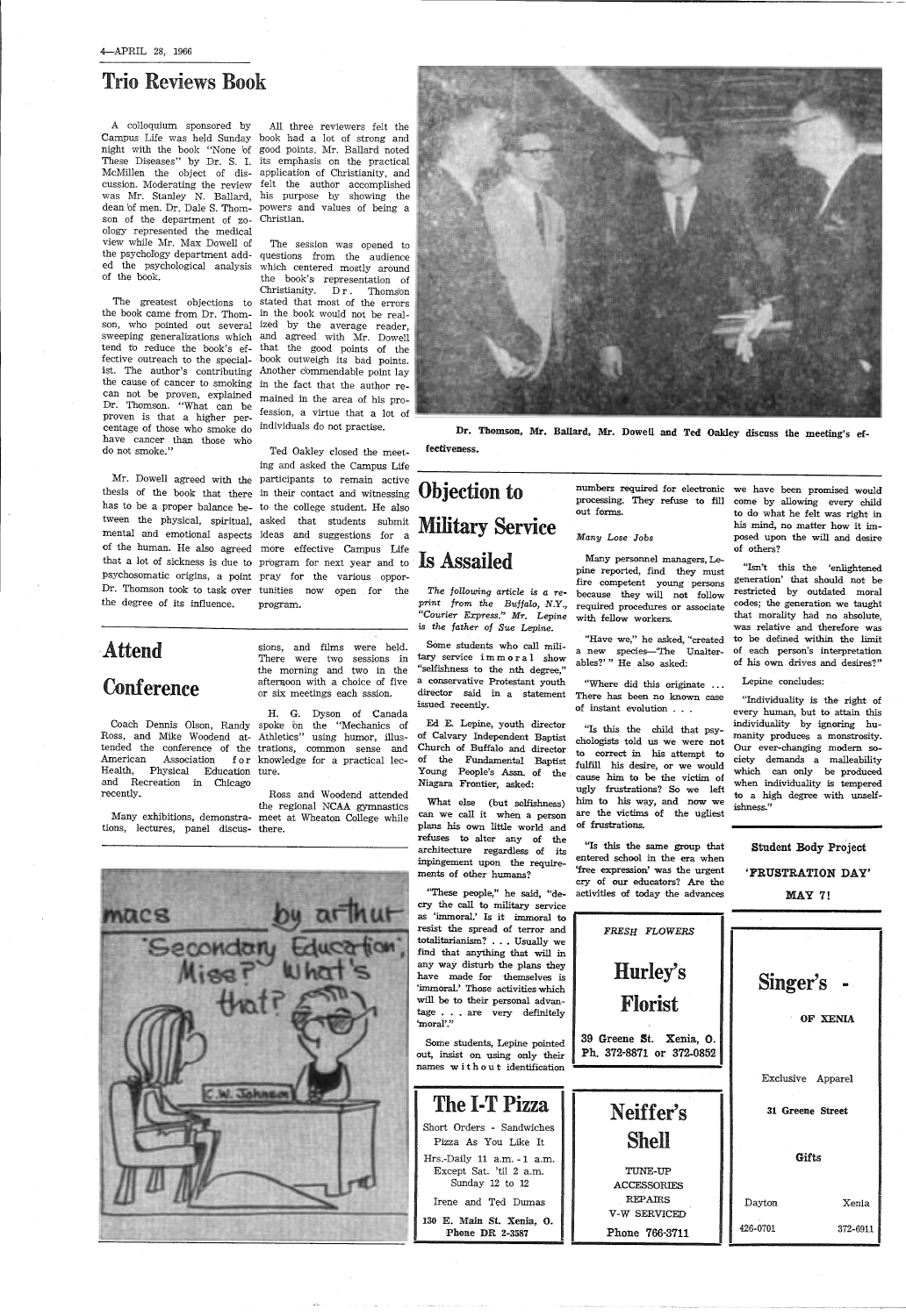## Trio Reviews Book

A colloquium sponsored by Campus Life was held Sunday night with the book "None of These Diseases" by Dr. S. I. McMillen the object of discussion. Moderating the review was Mr. Stanley N. Ballard, dean of men. Dr. Dale S. Thomson of the department of zoology represented the medical view while Mr. Max Dowell of the psychology department added the psychological analysis of the book.

The greatest objections to the book came from Dr. Thomson, who pointed out several sweeping generalizations which tend to reduce the book's effective outreach to the specialist. The author's contributing the cause of cancer to smoking can not be proven, explained Dr. Thomson. "What can be proven is that a higher percentage of those who smoke do have cancer than those who do not smoke."

Mr. Dowell agreed with the thesis of the book that there has to be a proper balance between the physical, spiritual, mental and emotional aspects of the human. He also agreed that a lot of sickness is due to psychosomatic origins, a point Dr. Thomson took to task over the degree of its influence.

All three reviewers felt the book had a lot of strong and good points. Mr. Ballard noted its emphasis on the practical application of Christianity, and felt the author accomplished his purpose by showing the powers and values of being a Christian.

The session was opened to questions from the audience which centered mostly around the book's representation of Christianity. Dr. Thomson stated that most of the errors in the book would not be realized by the average reader, and agreed with Mr. Dowell that the good points of the book outweigh its bad points. Another commendable point lay in the fact that the author remained in the area of his profession, a virtue that a lot of individuals do not practise.

Ted Oakley closed the meeting and asked the Campus Life participants to remain active in their contact and witnessing to the college student. He also asked that students submit ideas and suggestions for a more effective Campus Life program for next year and to pray for the various opportunities now open for the program.

Dr. Thomson, Mr. Ballard, Mr. Dowell and Ted Oakley discuss the meeting's effectiveness.

## Attend Conference

Coach Dennis Olson, Randy Ross, and Mike Woodend attended the conference of the American Association for Health, Physical Education and Recreation in Chicago recently.

Many exhibitions, demonstrations, lectures, panel discussions, and films were held. There were two sessions in the morning and two in the afternoon with a choice of five or six meetings each sssion.

H. G. Dyson of Canada spoke on the "Mechanics of Athletics" using humor, illustrations, common sense and knowledge for a practical lecture.

Ross and Woodend attended the regional NCAA gymnastics meet at Wheaton College while there.

macs by arthur

"Secondary Education, Miss? What's that?"

C. W. Johnson

## Objection to Military Service Is Assailed

*The following article is a reprint from the Buffalo, N.Y., "Courier Express." Mr. Lepine is the father of Sue Lepine.*

Some students who call military service immoral show "selfishness to the nth degree," a conservative Protestant youth director said in a statement issued recently.

Ed E. Lepine, youth director of Calvary Independent Baptist Church of Buffalo and director of the Fundamental Baptist Young People's Assn. of the Niagara Frontier, asked:

What else (but selfishness) can we call it when a person plans his own little world and refuses to alter any of the architecture regardless of its impingement upon the requirements of other humans?

"These people," he said, "decry the call to military service as 'immoral.' Is it immoral to resist the spread of terror and totalitarianism? . . . Usually we find that anything that will in any way disturb the plans they have made for themselves is 'immoral.' Those activities which will be to their personal advantage . . . are very definitely 'moral'."

Some students, Lepine pointed out, insist on using only their names without identification numbers required for electronic processing. They refuse to fill out forms.

*Many Lose Jobs*

Many personnel managers, Lepine reported, find they must fire competent young persons because they will not follow required procedures or associate with fellow workers.

"Have we," he asked, "created a new species—'The Unalterables?'" He also asked:

"Where did this originate . . . There has been no known case of instant evolution . . .

"Is this the child that psychologists told us we were not to correct in his attempt to fulfill his desire, or we would cause him to be the victim of ugly frustrations? So we left him to his way, and now we are the victims of the ugliest of frustrations.

"Is this the same group that entered school in the era when 'free expression' was the urgent cry of our educators? Are the activities of today the advances we have been promised would come by allowing every child to do what he felt was right in his mind, no matter how it imposed upon the will and desire of others?

"Isn't this the 'enlightened generation' that should not be restricted by outdated moral codes; the generation we taught that morality had no absolute, was relative and therefore was to be defined within the limit of each person's interpretation of his own drives and desires?"

Lepine concludes:

"Individuality is the right of every human, but to attain this individuality by ignoring humanity produces a monstrosity. Our ever-changing modern society demands a malleability which can only be produced when individuality is tempered to a high degree with unselfishness."

**Student Body Project**

**'FRUSTRATION DAY'**

**MAY 7!**

FRESH FLOWERS

**Hurley's Florist**

39 Greene St. Xenia, O.
Ph. 372-8871 or 372-0852

**Singer's - OF XENIA**

Exclusive Apparel

31 Greene Street

Gifts

Dayton 426-0701 — Xenia 372-6911

**The I-T Pizza**

Short Orders - Sandwiches
Pizza As You Like It
Hrs.-Daily 11 a.m. - 1 a.m.
Except Sat. 'til 2 a.m.
Sunday 12 to 12
Irene and Ted Dumas
130 E. Main St. Xenia, O.
Phone DR 2-3587

**Neiffer's Shell**

TUNE-UP
ACCESSORIES
REPAIRS
V-W SERVICED
Phone 766-3711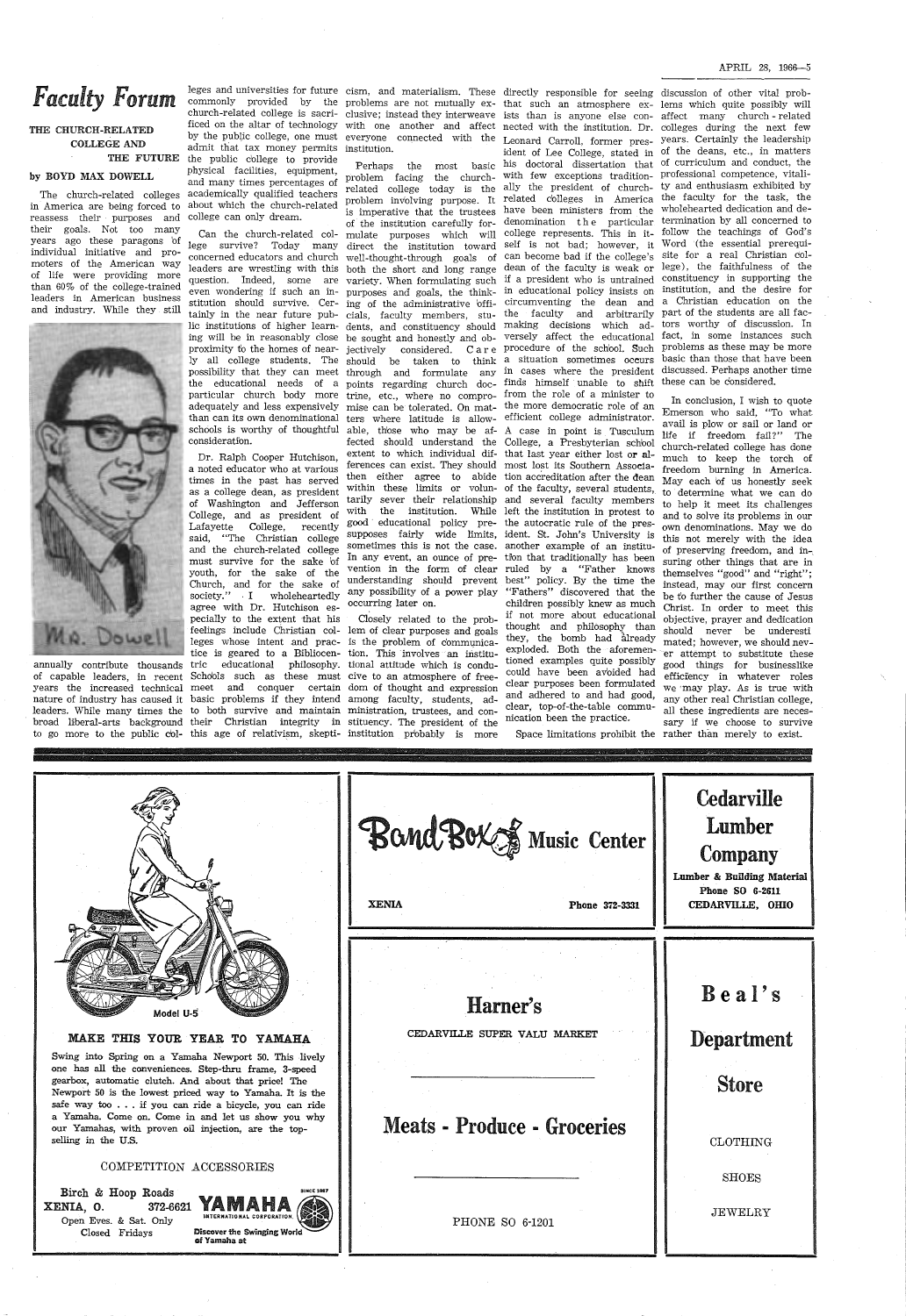# Faculty Forum

## THE CHURCH-RELATED COLLEGE AND THE FUTURE

**by BOYD MAX DOWELL**

The church-related colleges in America are being forced to reassess their purposes and their goals. Not too many years ago these paragons of individual initiative and promoters of the American way of life were providing more than 60% of the college-trained leaders in American business and industry. While they still annually contribute thousands of capable leaders, in recent years the increased technical nature of industry has caused it many times the broad liberal-arts background to go more to the public colleges and universities for future leaders. While commonly provided by the church-related college is sacrificed on the altar of technology by the public college, one must admit that tax money permits the public college to provide physical facilities, equipment, and many times percentages of academically qualified teachers about which the church-related college can only dream.

Mr. Dowell

Can the church-related college survive? Today many concerned educators and church leaders are wrestling with this question. Indeed, some are even wondering if such an institution should survive. Certainly in the near future public institutions of higher learning will be in reasonably close proximity to the homes of nearly all college students. The possibility that they can meet the educational needs of a particular church body more adequately and less expensively than can its own denominational schools is worthy of thoughtful consideration.

Dr. Ralph Cooper Hutchison, a noted educator who at various times in the past has served as a college dean, as president of Washington and Jefferson College, and as president of Lafayette College, recently said, "The Christian college and the church-related college must survive for the sake of youth, for the sake of the Church, and for the sake of society." I wholeheartedly agree with Dr. Hutchison especially to the extent that his feelings include Christian colleges whose intent and practice is geared to a Bibliocentric educational philosophy. Schools such as these must meet and conquer certain basic problems if they intend to both survive and maintain their Christian integrity in this age of relativism, skepticism, and materialism. These problems are not mutually exclusive; instead they interweave with one another and affect everyone connected with the institution.

Perhaps the most basic problem facing the church-related college today is the problem involving purpose. It is imperative that the trustees of the institution carefully formulate purposes which will direct the institution toward well-thought-through goals of both the short and long range variety. When formulating such purposes and goals, the thinking of the administrative officials, faculty members, students, and constituency should be sought and honestly and objectively considered. Care should be taken to think through and formulate any points regarding church doctrine, etc., where no compromise can be tolerated. On matters where latitude is allowable, those who may be affected should understand the extent to which individual differences can exist. They should then either agree to abide within these limits or voluntarily sever their relationship with the institution. While good educational policy presupposes fairly wide limits, sometimes this is not the case. In any event, an ounce of prevention in the form of clear understanding should prevent any possibility of a power play occurring later on.

Closely related to the problem of clear purposes and goals is the problem of communication. This involves an institutional attitude which is conducive to an atmosphere of freedom of thought and expression among faculty, students, administration, trustees, and constituency. The president of the institution probably is more directly responsible for seeing that such an atmosphere exists than is anyone else connected with the institution. Dr. Leonard Carroll, former president of Lee College, stated in his doctoral dissertation that with few exceptions traditionally the president of church-related colleges in America have been ministers from the denomination the particular college represents. This in itself is not bad; however, it can become bad if the college's dean of the faculty is weak or if a president who is untrained in educational policy insists on circumventing the dean and the faculty and arbitrarily making decisions which adversely affect the educational procedure of the school. Such a situation sometimes occurs in cases where the president finds himself unable to shift from the role of a minister to the more democratic role of an efficient college administrator. A case in point is Tusculum College, a Presbyterian school that last year either lost or almost lost its Southern Association accreditation after the dean of the faculty, several students, and several faculty members left the institution in protest to the autocratic rule of the president. St. John's University is another example of an institution that traditionally has been ruled by a "Father knows best" policy. By the time the "Fathers" discovered that the children possibly knew as much if not more about educational thought and philosophy than they, the bomb had already exploded. Both the aforementioned examples quite possibly could have been avoided had clear purposes been formulated and adhered to and had good, clear, top-of-the-table communication been the practice.

Space limitations prohibit the discussion of other vital problems which quite possibly will affect many church-related colleges during the next few years. Certainly the leadership of the deans, etc., in matters of curriculum and conduct, the professional competence, vitality and enthusiasm exhibited by the faculty for the task, the wholehearted dedication and determination by all concerned to follow the teachings of God's Word (the essential prerequisite for a real Christian college), the faithfulness of the constituency in supporting the institution, and the desire for a Christian education on the part of the students are all factors worthy of discussion. In fact, in some instances such problems as these may be more basic than those that have been discussed. Perhaps another time these can be considered.

In conclusion, I wish to quote Emerson who said, "To what avail is plow or sail or land or life if freedom fail?" The church-related college has done much to keep the torch of freedom burning in America. May each of us honestly seek to determine what we can do to help it meet its challenges and to solve its problems in our own denominations. May we do this not merely with the idea of preserving freedom, and insuring other things that are in themselves "good" and "right"; instead, may our first concern be to further the cause of Jesus Christ. In order to meet this objective, prayer and dedication should never be underestimated; however, we should never attempt to substitute these good things for businesslike efficiency in whatever roles we may play. As is true with any other real Christian college, all these ingredients are necessary if we choose to survive rather than merely to exist.

---

Model U-5

**MAKE THIS YOUR YEAR TO YAMAHA**

Swing into Spring on a Yamaha Newport 50. This lively one has all the conveniences. Step-thru frame, 3-speed gearbox, automatic clutch. And about that price! The Newport 50 is the lowest priced way to Yamaha. It is the safe way too . . . if you can ride a bicycle, you can ride a Yamaha. Come on. Come in and let us show you why our Yamahas, with proven oil injection, are the top-selling in the U.S.

COMPETITION ACCESSORIES

Birch & Hoop Roads
XENIA, O. 372-6621
Open Eves. & Sat. Only
Closed Fridays

**YAMAHA** INTERNATIONAL CORPORATION — SINCE 1887
Discover the Swinging World of Yamaha at

---

**BandBox Music Center**

XENIA — Phone 372-3331

---

**Cedarville Lumber Company**

Lumber & Building Material
Phone SO 6-2611
CEDARVILLE, OHIO

---

**Harner's**

CEDARVILLE SUPER VALU MARKET

**Meats - Produce - Groceries**

PHONE SO 6-1201

---

**Beal's Department Store**

CLOTHING

SHOES

JEWELRY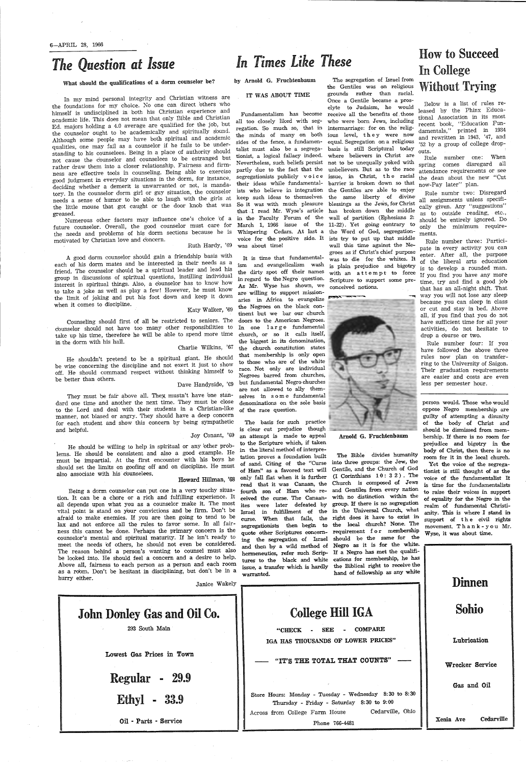# The Question at Issue

**What should the qualifications of a dorm counselor be?**

In my mind personal integrity and Christian witness are the foundations for my choice. No one can direct others who himself is undisciplined in both his Christian experience and academic life. This does not mean that only Bible and Christian Ed. majors holding a 4.0 average are qualified for the job, but the counselor ought to be academically and spiritually sound. Although some people may have both spiritual and academic qualities, one may fail as a counselor if he fails to be understanding to his counselees. Being in a place of authority should not cause the counselor and counselees to be estranged but rather draw them into a closer relationship. Fairness and firmness are effective tools in counseling. Being able to exercise good judgment in everyday situations in the dorm, for instance, deciding whether a demerit is unwarranted or not, is mandatory. In the counselor dorm girl or guy situation, the counselor needs a sense of humor to be able to laugh with the girls at the little mouse that got caught or the door knob that was greased.

Numerous other factors may influence one's choice of a future counselor. Overall, the good counselor must care for the needs and problems of his dorm sections because he is motivated by Christian love and concern.

Ruth Hardy, '69

A good dorm counselor should gain a friendship basis with each of his dorm mates and be interested in their needs as a friend. The counselor should be a spiritual leader and lead his group in discussions of spiritual questions, instilling individual interest in spiritual things. Also, a counselor has to know how to take a joke as well as play a few! However, he must know the limit of joking and put his foot down and keep it down when it comes to discipline.

Katy Walker, '69

Counseling should first of all be restricted to seniors. The counselor should not have too many other responsibilities to take up his time, therefore he will be able to spend more time in the dorm with his hall.

Charlie Wilkins, '67

He shouldn't pretend to be a spiritual giant. He should be wise concerning the discipline and not exert it just to show off. He should command respect without thinking himself to be better than others.

Dave Handyside, '69

They must be fair above all. They mustn't have one standard one time and another the next time. They must be close to the Lord and deal with their students in a Christian-like manner, not biased or angry. They should have a deep concern for each student and show this concern by being sympathetic and helpful.

Joy Conant, '69

He should be willing to help in spiritual or any other problems. He should be consistent and also a good example. He must be impartial. At the first encounter with his boys he should set the limits on goofing off and on discipline. He must also associate with his counselees.

Howard Hillman, '68

Being a dorm counselor can put one in a very touchy situation. It can be a chore or a rich and fulfilling experience. It all depends upon what you as a counselor make it. The most vital point is stand on your convictions and be firm. Don't be afraid to make enemies. If you are then going to tend to be lax and not enforce all the rules to favor some. In all fairness this cannot be done. Perhaps the primary concern is the counselor's mental and spiritual maturity. If he isn't ready to meet the needs of others, he should not even be considered. The reason behind a person's wanting to counsel must also be looked into. He should feel a concern and a desire to help. Above all, fairness to each person as a person and each room as a room. Don't be hesitant in disciplining, but don't be in a hurry either.

Janice Wakely

# In Times Like These

by Arnold G. Fruchtenbaum

**IT WAS ABOUT TIME**

Fundamentalism has become all too closely liked with segregation. So much so, that in the minds of many on both sides of the fence, a fundamentalist must also be a segregationist, a logical fallacy indeed. Nevertheless, such beliefs persist partly due to the fact that the segregationists publicly voice their ideas while fundamentalists who believe in integration keep such ideas to themselves. So it was with much pleasure that I read Mr. Wyse's article in the Faculty Forum of the March 1, 1966 issue of the Whispering Cedars. At last a voice for the positive side. It was about time!

It is time that fundamentalism and evangelicalism wash the dirty spot off their names in regard to the Negro question. As Mr. Wyse has shown, we are willing to support missionaries in Africa to evangelize the Negroes on the black continent but we bar our church doors to the American Negroes. In one large fundamental church, or so it calls itself, the biggest in its denomination, the church constitution states that membership is only open to those who are of the white race. Not only are individual Negroes barred from churches, but fundamental Negro churches are not allowed to ally themselves in some fundamental denominations on the sole basis of the race question.

The basis for such practice is clear cut prejudice though an attempt is made to appeal to the Scripture which, if taken in the literal method of interpretation proves a foundation built of sand. Citing of the "Curse of Ham" as a favored text will only fall flat when it is further read that it was Canaan, the fourth son of Ham who received the curse. The Canaanites were later defeated by Israel in fulfillment of the curse. When that fails, the segregationists then begin to quote other Scriptures concerning the segregation of Israel and then by a wild method of hermeneutics, refer such Scriptures to the black and white issue, a transfer which is hardly warranted.

The segregation of Israel from the Gentiles was on religious grounds rather than racial. Once a Gentile became a proselyte to Judaism, he would receive all the benefits of those who were born Jews, including intermarriage: for on the religious level, they were now equal. Segregation on a religious basis is still Scriptural today where believers in Christ are not to be unequally yoked with unbelievers. But as to the race issue, in Christ, the racial barrier is broken down so that the Gentiles are able to enjoy the same liberty of divine blessings as the Jews, for Christ has broken down the middle wall of partition (Ephesians 2: 11-22). Yet going contrary to the Word of God, segregationists try to put up that middle wall this time against the Negroes as if Christ's chief purpose was to die for the whites. It is plain prejudice and bigotry with an attempt to force Scripture to support some preconceived notions.

Arnold G. Fruchtenbaum

The Bible divides humanity into three groups: the Jew, the Gentile, and the Church of God (I Corinthians 10:32). The Church is composed of Jews and Gentiles from every nation with no distinction within the group. If there is no segregation in the Universal Church, what right does it have to exist in the local church? None. The requirement for membership should be the same for the Negro as it is for the white. If a Negro has met the qualifications for membership, he has the Biblical right to receive the hand of fellowship as any white person would. Those who would oppose Negro membership are guilty of attempting a disunity of the body of Christ and should be dismissed from membership. If there is no room for prejudice and bigotry in the body of Christ, then there is no room for it in the local church.

Yet the voice of the segregationist is still thought of as the voice of the fundamentalist It is time for the fundamentalists to raise their voices in support of equality for the Negro in the realm of fundamental Christianity. This is where I stand in support of the civil rights movement. Thank-you Mr. Wyse, it was about time.

# How to Succeed In College Without Trying

Below is a list of rules released by the Phinx Educational Association in its most recent book, "Education Fundamentals," printed in 1934 and rewritten in 1943, '47, and '52 by a group of college dropouts.

Rule number one: When spring comes disregard all attendance requirements or see the dean about the new "Cut now-Pay later" plan.

Rule numbr two: Disregard all assignments unless specifically given. Any "suggestions" as to outside reading, etc., should be entirely ignored. Do only the minimum requirements.

Rule number three: Participate in every activity you can enter. After all, the purpose of the liberal arts education is to develop a rounded man. If you find you have any more time, try and find a good job that has an all-night shift. That way you will not lose any sleep because you can sleep in class or cut and stay in bed. Above all, if you find that you do not have sufficient time for all your activities, do not hesitate to drop a course or two.

Rule number four: If you have followed the above three rules now plan on transferring to the University of Saigon. Their graduation requirements are easier and costs are even less per semester hour.

---

**John Donley Gas and Oil Co.**

293 South Main

Lowest Gas Prices in Town

**Regular - 29.9**

**Ethyl - 33.9**

Oil - Parts - Service

---

**College Hill IGA**

"CHECK - SEE - COMPARE
IGA HAS THOUSANDS OF LOWER PRICES"

"IT'S THE TOTAL THAT COUNTS"

Store Hours: Monday - Tuesday - Wednesday 8:30 to 8:30
Thursday - Friday - Saturday 8:30 to 9:00

Across from College Farm House Cedarville, Ohio

Phone 766-4481

---

**Dinnen Sohio**

Lubrication

Wrecker Service

Gas and Oil

Xenia Ave Cedarville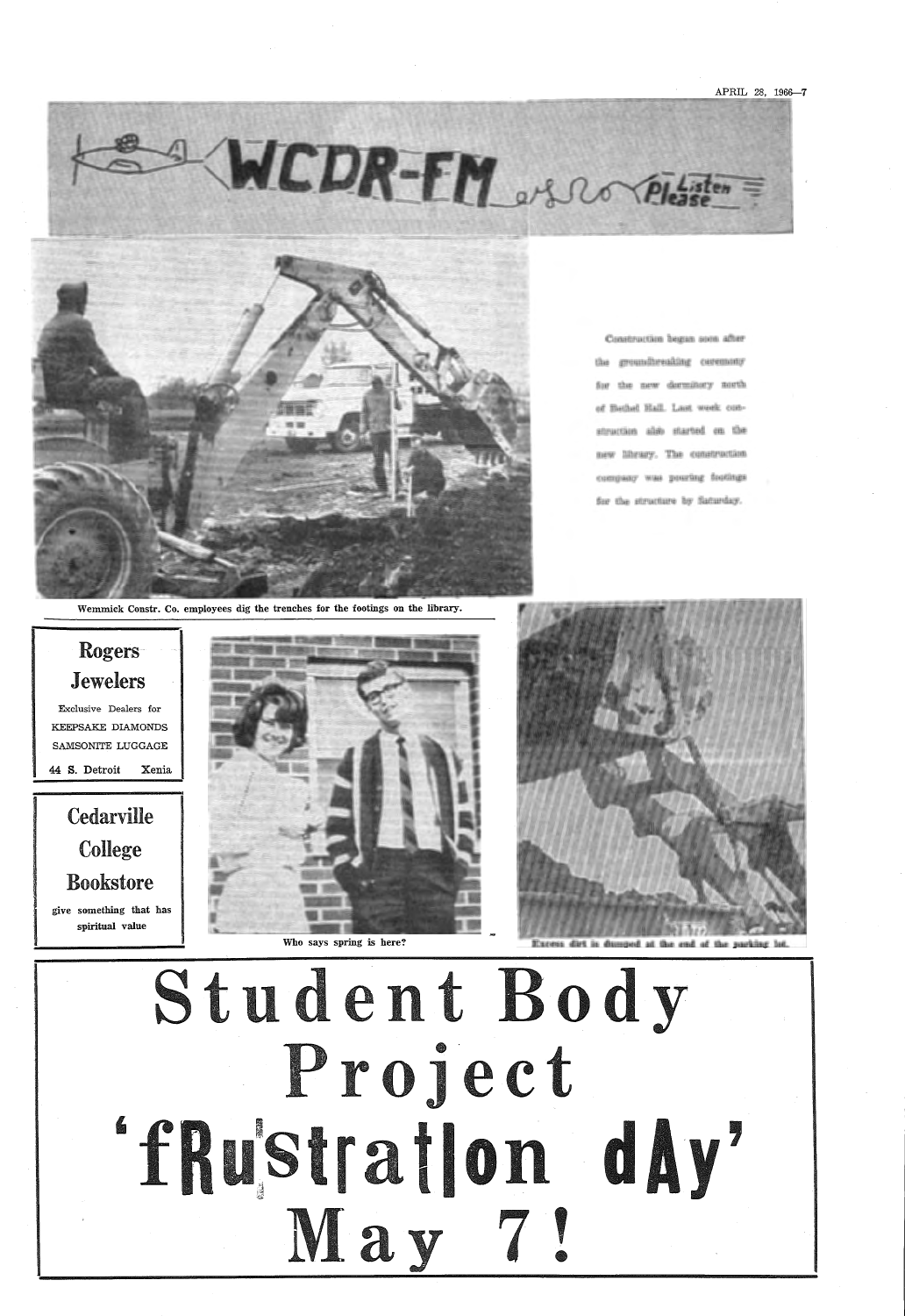# WCDR-FM Listen Please

Construction began soon after the groundbreaking ceremony for the new dormitory north of Bethel Hall. Last week construction also started on the new library. The construction company was pouring footings for the structure by Saturday.

Wemmick Constr. Co. employees dig the trenches for the footings on the library.

**Rogers Jewelers**

Exclusive Dealers for
KEEPSAKE DIAMONDS
SAMSONITE LUGGAGE

44 S. Detroit Xenia

**Cedarville College Bookstore**

give something that has spiritual value

Who says spring is here?

Excess dirt is dumped at the end of the parking lot.

# Student Body Project 'fRustratIon dAy' May 7!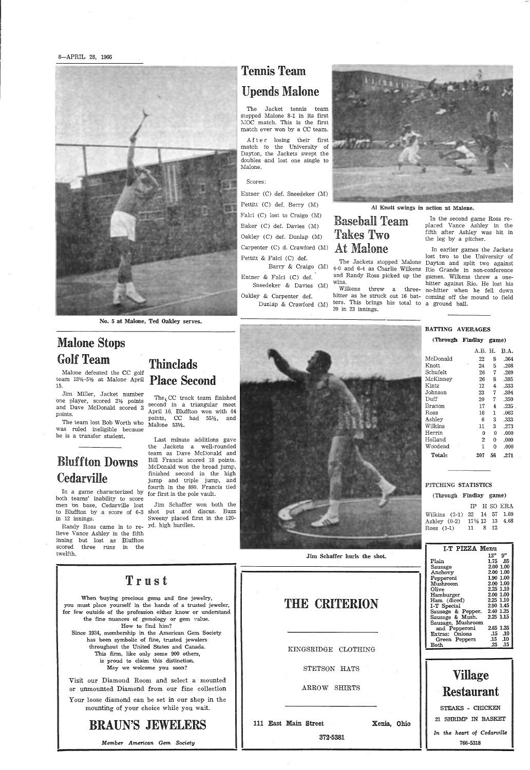No. 5 at Malone, Ted Oakley serves.

## Tennis Team Upends Malone

The Jacket tennis team stopped Malone 8-1 in its first MOC match. This is the first match ever won by a CC team.

After losing their first match to the University of Dayton, the Jackets swept the doubles and lost one single to Malone.

Scores:

Entner (C) def. Sneedeker (M)
Pettitt (C) def. Berry (M)
Falci (C) lost to Craigo (M)
Baker (C) def. Davies (M)
Oakley (C) def. Dunlap (M)
Carpenter (C) d. Crawford (M)
Pettitt & Falci (C) def. Barry & Craigo (M)
Entner & Falci (C) def. Sneedeker & Davies (M)
Oakley & Carpenter def. Dunlap & Crawford (M)

Al Knott swings in action at Malone.

## Baseball Team Takes Two At Malone

The Jackets stopped Malone 4-0 and 6-4 as Charlie Wilkens and Randy Ross picked up the wins.

Wilkens threw a three-hitter as he struck out 16 batters. This brings his total to 39 in 23 innings.

In the second game Ross replaced Vance Ashley in the fifth after Ashley was hit in the leg by a pitcher.

In earlier games the Jackets lost two to the University of Dayton and split two against Rio Grande in non-conference games. Wilkens threw a one-hitter against Rio. He lost his no-hitter when he fell down coming off the mound to field a ground ball.

## Malone Stops Golf Team

Malone defeated the CC golf team 13½-5½ at Malone April 15.

Jim Miller, Jacket number one player, scored 2½ points and Dave McDonald scored 3 points.

The team lost Bob Worth who was ruled ineligible because he is a transfer student.

## Bluffton Downs Cedarville

In a game characterized by both teams' inability to score men on base, Cedarville lost to Bluffton by a score of 6-3 in 12 innings.

Randy Ross came in to relieve Vance Ashley in the fifth inning but lost as Bluffton scored three runs in the twelfth.

## Thinclads Place Second

The CC track team finished second in a triangular meet April 16. Bluffton won with 64 points, CC had 55½, and Malone 53½.

Last minute additions gave the Jackets a well-rounded team as Dave McDonald and Bill Francis scored 18 points. McDonald won the broad jump, finished second in the high jump and triple jump, and fourth in the 880. Francis tied for first in the pole vault.

Jim Schaffer won both the shot put and discus. Buzz Sweeny placed first in the 120-yd. high hurdles.

Jim Schaffer hurls the shot.

### BATTING AVERAGES

**(Through Findlay game)**

| | A.B. | H. | B.A. |
|---|---|---|---|
| McDonald | 22 | 8 | .364 |
| Knott | 24 | 5 | .208 |
| Schufelt | 26 | 7 | .269 |
| McKinney | 26 | 8 | .385 |
| Kintz | 12 | 4 | .333 |
| Johnson | 23 | 7 | .304 |
| Duff | 20 | 7 | .350 |
| Branon | 17 | 4 | .235 |
| Ross | 16 | 1 | .063 |
| Ashley | 6 | 3 | .333 |
| Wilkins | 11 | 3 | .273 |
| Herrin | 0 | 0 | .000 |
| Holland | 2 | 0 | .000 |
| Woodend | 1 | 0 | .000 |
| **Totals** | 207 | 56 | .271 |

### PITCHING STATISTICS

**(Through Findlay game)**

| | IP | H | SO | ERA |
|---|---|---|---|---|
| Wilkins (3-1) | 32 | 14 | 57 | 1.69 |
| Ashley (0-2) | 17⅔ | 12 | 13 | 4.68 |
| Ross (1-1) | 11 | 8 | 12 | |

## Trust

When buying precious gems and fine jewelry, you must place yourself in the hands of a trusted jeweler, for few outside of the profession either know or understand the fine nuances of gemology or gem value.
How to find him?
Since 1934, membership in the American Gem Society has been symbolic of fine, trusted jewelers throughout the United States and Canada.
This firm, like only some 900 others, is proud to claim this distinction.
May we welcome you soon?

Visit our Diamond Room and select a mounted or unmounted Diamond from our fine collection

Your loose diamond can be set in our shop in the mounting of your choice while you wait.

## BRAUN'S JEWELERS

*Member American Gem Society*

## THE CRITERION

KINGSRIDGE CLOTHING

STETSON HATS

ARROW SHIRTS

111 East Main Street Xenia, Ohio

372-5381

### I-T PIZZA Menu

| | 13" | 9" |
|---|---|---|
| Plain | 1.75 | .85 |
| Sausage | 2.00 | 1.00 |
| Anchovy | 2.00 | 1.00 |
| Pepperoni | 1.90 | 1.00 |
| Mushroom | 2.00 | 1.00 |
| Olive | 2.25 | 1.10 |
| Hamburger | 2.00 | 1.00 |
| Ham (diced) | 2.25 | 1.10 |
| I-T Special | 2.90 | 1.45 |
| Sausage & Pepper. | 2.40 | 1.25 |
| Sausage & Mush. | 2.25 | 1.15 |
| Sausage, Mushroom and Pepperoni | 2.65 | 1.35 |
| Extras: Onions | .15 | .10 |
| Green Peppers | .15 | .10 |
| Both | .25 | .15 |

## Village Restaurant

STEAKS - CHICKEN

21 SHRIMP IN BASKET

*In the heart of Cedarville*

766-5318